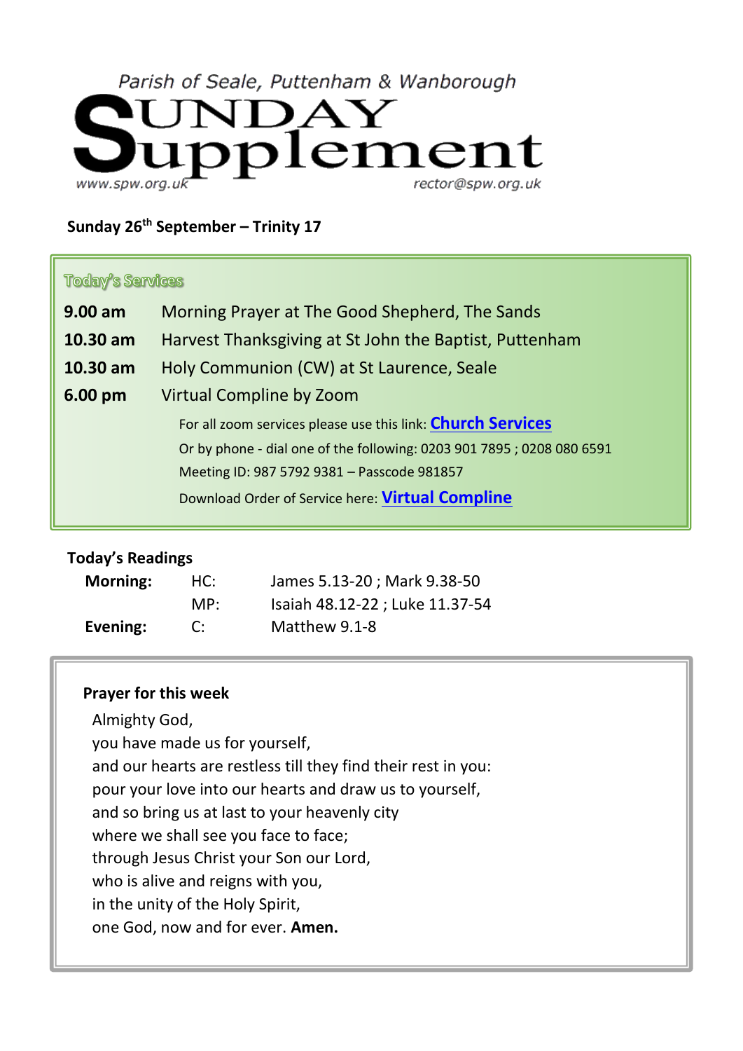Parish of Seale, Puttenham & Wanborough

# SUNDAY Supplement

www.spw.org.uk rector@spw.org.uk

**Sunday 26th September – Trinity 17**

## Today's Services

| | |
|---|---|
| **9.00 am** | Morning Prayer at The Good Shepherd, The Sands |
| **10.30 am** | Harvest Thanksgiving at St John the Baptist, Puttenham |
| **10.30 am** | Holy Communion (CW) at St Laurence, Seale |
| **6.00 pm** | Virtual Compline by Zoom |

For all zoom services please use this link: **Church Services**

Or by phone - dial one of the following: 0203 901 7895 ; 0208 080 6591

Meeting ID: 987 5792 9381 – Passcode 981857

Download Order of Service here: **Virtual Compline**

**Today's Readings**

| | | |
|---|---|---|
| **Morning:** | HC: | James 5.13-20 ; Mark 9.38-50 |
| | MP: | Isaiah 48.12-22 ; Luke 11.37-54 |
| **Evening:** | C: | Matthew 9.1-8 |

**Prayer for this week**

Almighty God,
you have made us for yourself,
and our hearts are restless till they find their rest in you:
pour your love into our hearts and draw us to yourself,
and so bring us at last to your heavenly city
where we shall see you face to face;
through Jesus Christ your Son our Lord,
who is alive and reigns with you,
in the unity of the Holy Spirit,
one God, now and for ever. **Amen.**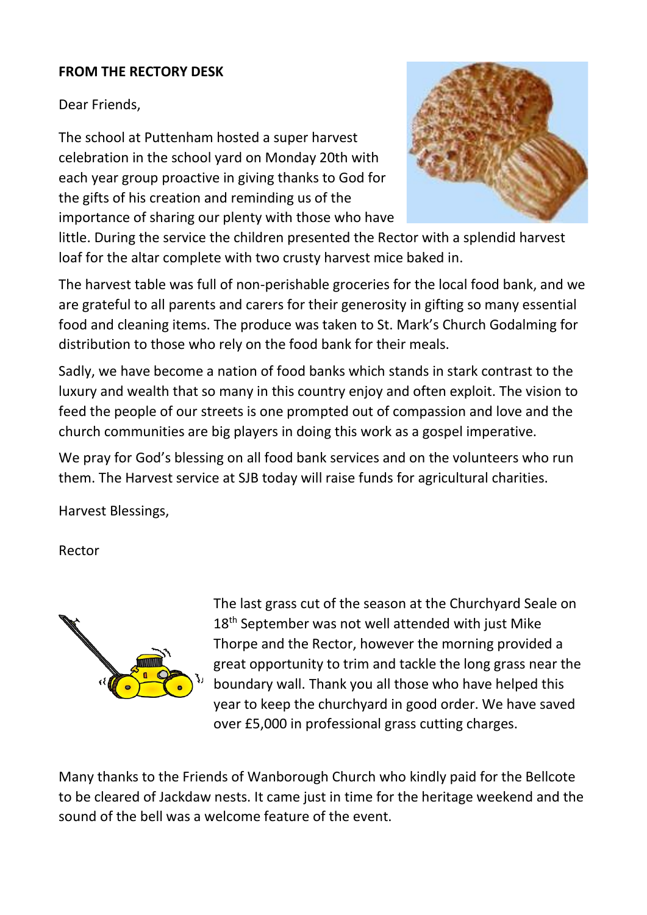**FROM THE RECTORY DESK**

Dear Friends,

The school at Puttenham hosted a super harvest celebration in the school yard on Monday 20th with each year group proactive in giving thanks to God for the gifts of his creation and reminding us of the importance of sharing our plenty with those who have little. During the service the children presented the Rector with a splendid harvest loaf for the altar complete with two crusty harvest mice baked in.

The harvest table was full of non-perishable groceries for the local food bank, and we are grateful to all parents and carers for their generosity in gifting so many essential food and cleaning items. The produce was taken to St. Mark's Church Godalming for distribution to those who rely on the food bank for their meals.

Sadly, we have become a nation of food banks which stands in stark contrast to the luxury and wealth that so many in this country enjoy and often exploit. The vision to feed the people of our streets is one prompted out of compassion and love and the church communities are big players in doing this work as a gospel imperative.

We pray for God's blessing on all food bank services and on the volunteers who run them. The Harvest service at SJB today will raise funds for agricultural charities.

Harvest Blessings,

Rector

The last grass cut of the season at the Churchyard Seale on 18th September was not well attended with just Mike Thorpe and the Rector, however the morning provided a great opportunity to trim and tackle the long grass near the boundary wall. Thank you all those who have helped this year to keep the churchyard in good order. We have saved over £5,000 in professional grass cutting charges.

Many thanks to the Friends of Wanborough Church who kindly paid for the Bellcote to be cleared of Jackdaw nests. It came just in time for the heritage weekend and the sound of the bell was a welcome feature of the event.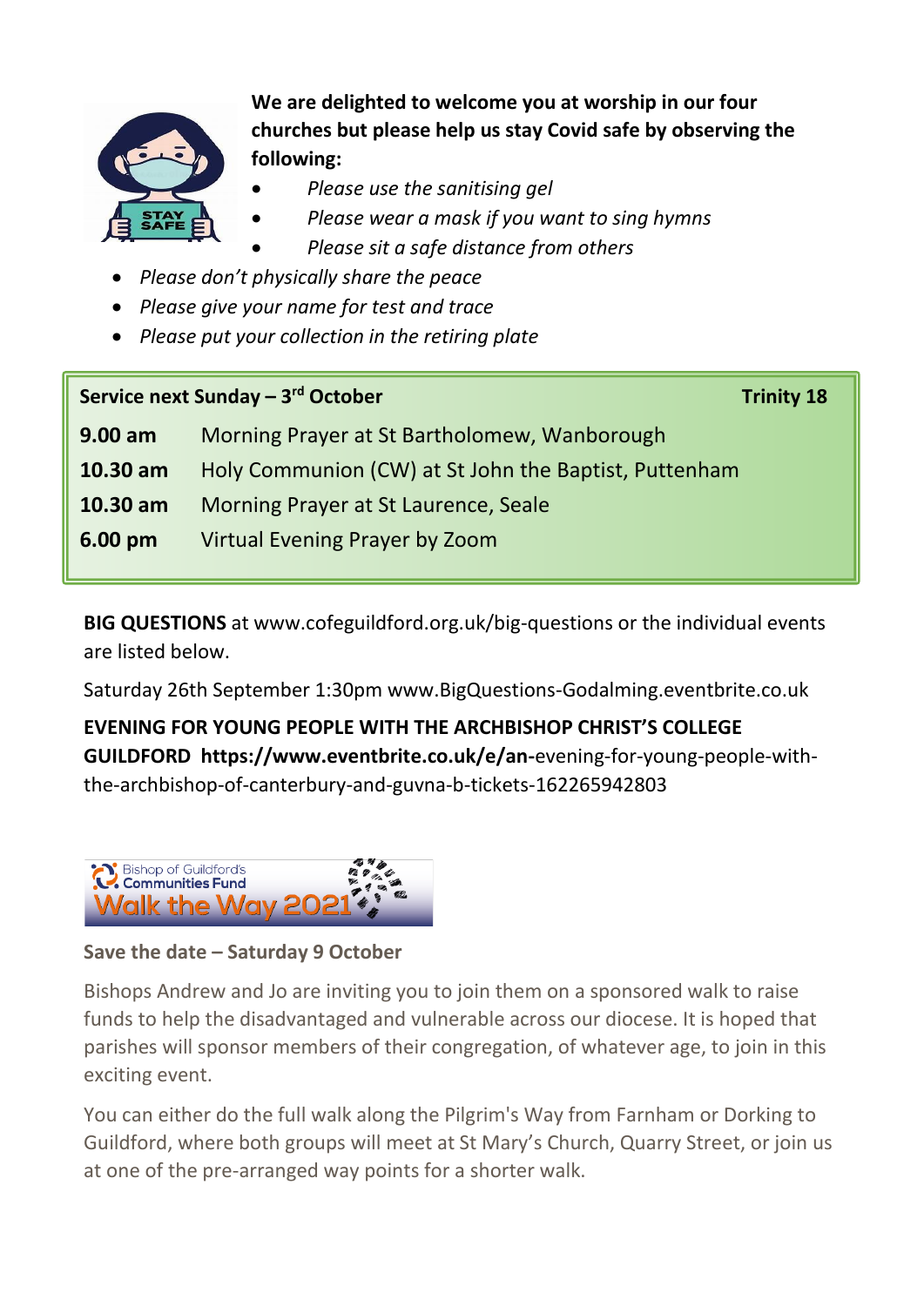**We are delighted to welcome you at worship in our four churches but please help us stay Covid safe by observing the following:**

- *Please use the sanitising gel*
- *Please wear a mask if you want to sing hymns*
- *Please sit a safe distance from others*
- *Please don't physically share the peace*
- *Please give your name for test and trace*
- *Please put your collection in the retiring plate*

| **Service next Sunday – 3rd October** | **Trinity 18** |
|---|---|
| **9.00 am** | Morning Prayer at St Bartholomew, Wanborough |
| **10.30 am** | Holy Communion (CW) at St John the Baptist, Puttenham |
| **10.30 am** | Morning Prayer at St Laurence, Seale |
| **6.00 pm** | Virtual Evening Prayer by Zoom |

**BIG QUESTIONS** at www.cofeguildford.org.uk/big-questions or the individual events are listed below.

Saturday 26th September 1:30pm www.BigQuestions-Godalming.eventbrite.co.uk

**EVENING FOR YOUNG PEOPLE WITH THE ARCHBISHOP CHRIST'S COLLEGE GUILDFORD https://www.eventbrite.co.uk/e/an-**evening-for-young-people-with-the-archbishop-of-canterbury-and-guvna-b-tickets-162265942803

Bishop of Guildford's Communities Fund
Walk the Way 2021

**Save the date – Saturday 9 October**

Bishops Andrew and Jo are inviting you to join them on a sponsored walk to raise funds to help the disadvantaged and vulnerable across our diocese. It is hoped that parishes will sponsor members of their congregation, of whatever age, to join in this exciting event.

You can either do the full walk along the Pilgrim's Way from Farnham or Dorking to Guildford, where both groups will meet at St Mary's Church, Quarry Street, or join us at one of the pre-arranged way points for a shorter walk.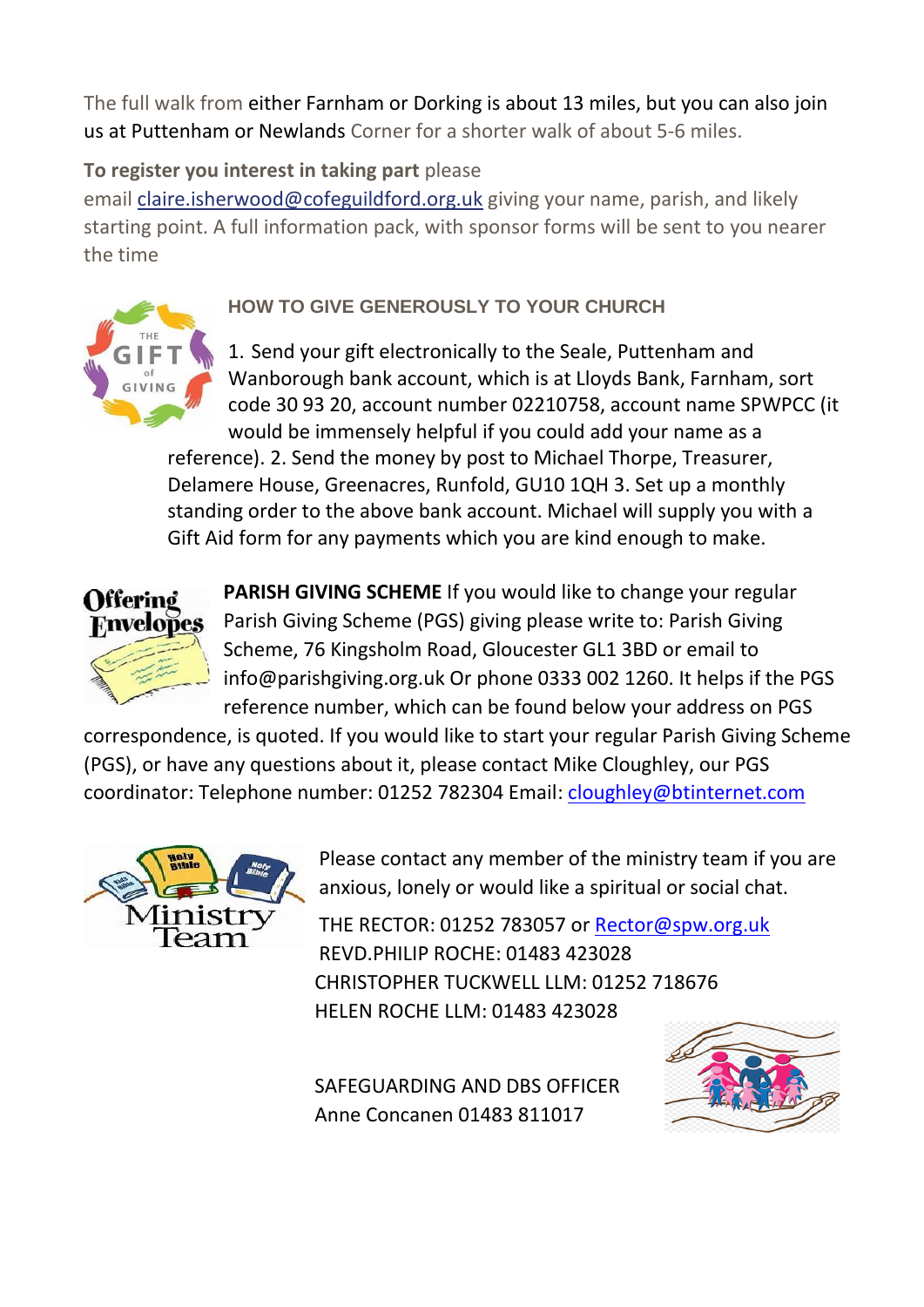The full walk from either Farnham or Dorking is about 13 miles, but you can also join us at Puttenham or Newlands Corner for a shorter walk of about 5-6 miles.

**To register you interest in taking part** please email claire.isherwood@cofeguildford.org.uk giving your name, parish, and likely starting point. A full information pack, with sponsor forms will be sent to you nearer the time

## HOW TO GIVE GENEROUSLY TO YOUR CHURCH

1. Send your gift electronically to the Seale, Puttenham and Wanborough bank account, which is at Lloyds Bank, Farnham, sort code 30 93 20, account number 02210758, account name SPWPCC (it would be immensely helpful if you could add your name as a reference). 2. Send the money by post to Michael Thorpe, Treasurer, Delamere House, Greenacres, Runfold, GU10 1QH 3. Set up a monthly standing order to the above bank account. Michael will supply you with a Gift Aid form for any payments which you are kind enough to make.

**PARISH GIVING SCHEME** If you would like to change your regular Parish Giving Scheme (PGS) giving please write to: Parish Giving Scheme, 76 Kingsholm Road, Gloucester GL1 3BD or email to info@parishgiving.org.uk Or phone 0333 002 1260. It helps if the PGS reference number, which can be found below your address on PGS correspondence, is quoted. If you would like to start your regular Parish Giving Scheme (PGS), or have any questions about it, please contact Mike Cloughley, our PGS coordinator: Telephone number: 01252 782304 Email: cloughley@btinternet.com

Please contact any member of the ministry team if you are anxious, lonely or would like a spiritual or social chat.

THE RECTOR: 01252 783057 or Rector@spw.org.uk
REVD.PHILIP ROCHE: 01483 423028
CHRISTOPHER TUCKWELL LLM: 01252 718676
HELEN ROCHE LLM: 01483 423028

SAFEGUARDING AND DBS OFFICER
Anne Concanen 01483 811017